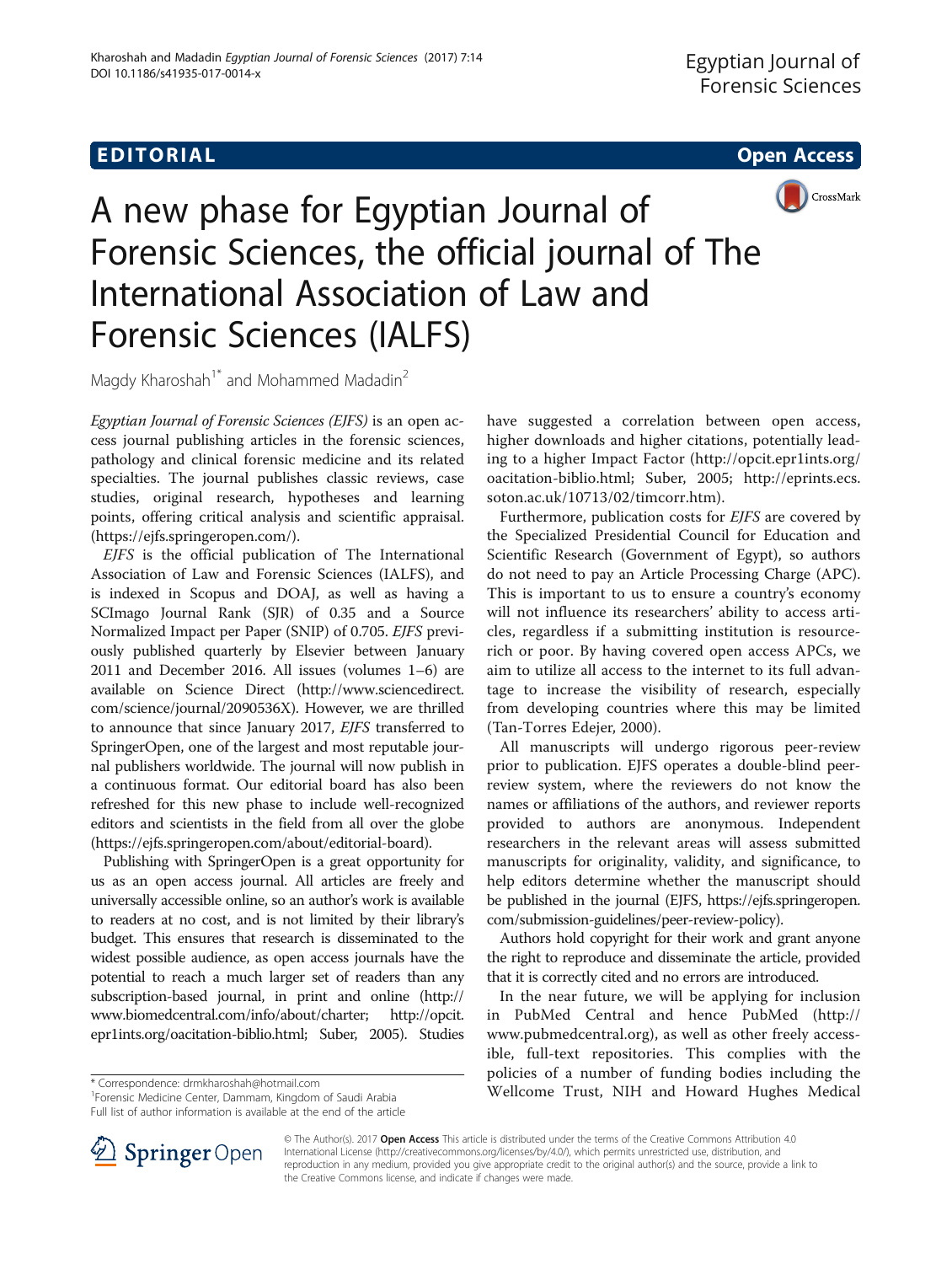EDITORIAL

Open Access

# A new phase for Egyptian Journal of Forensic Sciences, the official journal of The International Association of Law and Forensic Sciences (IALFS)

Magdy Kharoshah[1*] and Mohammed Madadin[2]

*Egyptian Journal of Forensic Sciences (EJFS)* is an open access journal publishing articles in the forensic sciences, pathology and clinical forensic medicine and its related specialties. The journal publishes classic reviews, case studies, original research, hypotheses and learning points, offering critical analysis and scientific appraisal. (https://ejfs.springeropen.com/).

*EJFS* is the official publication of The International Association of Law and Forensic Sciences (IALFS), and is indexed in Scopus and DOAJ, as well as having a SCImago Journal Rank (SJR) of 0.35 and a Source Normalized Impact per Paper (SNIP) of 0.705. *EJFS* previously published quarterly by Elsevier between January 2011 and December 2016. All issues (volumes 1–6) are available on Science Direct (http://www.sciencedirect.com/science/journal/2090536X). However, we are thrilled to announce that since January 2017, *EJFS* transferred to SpringerOpen, one of the largest and most reputable journal publishers worldwide. The journal will now publish in a continuous format. Our editorial board has also been refreshed for this new phase to include well-recognized editors and scientists in the field from all over the globe (https://ejfs.springeropen.com/about/editorial-board).

Publishing with SpringerOpen is a great opportunity for us as an open access journal. All articles are freely and universally accessible online, so an author's work is available to readers at no cost, and is not limited by their library's budget. This ensures that research is disseminated to the widest possible audience, as open access journals have the potential to reach a much larger set of readers than any subscription-based journal, in print and online (http://www.biomedcentral.com/info/about/charter; http://opcit.eprints.org/oacitation-biblio.html; Suber, 2005). Studies have suggested a correlation between open access, higher downloads and higher citations, potentially leading to a higher Impact Factor (http://opcit.eprints.org/oacitation-biblio.html; Suber, 2005; http://eprints.ecs.soton.ac.uk/10713/02/timcorr.htm).

Furthermore, publication costs for *EJFS* are covered by the Specialized Presidential Council for Education and Scientific Research (Government of Egypt), so authors do not need to pay an Article Processing Charge (APC). This is important to us to ensure a country's economy will not influence its researchers' ability to access articles, regardless if a submitting institution is resource-rich or poor. By having covered open access APCs, we aim to utilize all access to the internet to its full advantage to increase the visibility of research, especially from developing countries where this may be limited (Tan-Torres Edejer, 2000).

All manuscripts will undergo rigorous peer-review prior to publication. EJFS operates a double-blind peer-review system, where the reviewers do not know the names or affiliations of the authors, and reviewer reports provided to authors are anonymous. Independent researchers in the relevant areas will assess submitted manuscripts for originality, validity, and significance, to help editors determine whether the manuscript should be published in the journal (EJFS, https://ejfs.springeropen.com/submission-guidelines/peer-review-policy).

Authors hold copyright for their work and grant anyone the right to reproduce and disseminate the article, provided that it is correctly cited and no errors are introduced.

In the near future, we will be applying for inclusion in PubMed Central and hence PubMed (http://www.pubmedcentral.org), as well as other freely accessible, full-text repositories. This complies with the policies of a number of funding bodies including the Wellcome Trust, NIH and Howard Hughes Medical

\* Correspondence: drmkharoshah@hotmail.com
[1]Forensic Medicine Center, Dammam, Kingdom of Saudi Arabia
Full list of author information is available at the end of the article

© The Author(s). 2017 **Open Access** This article is distributed under the terms of the Creative Commons Attribution 4.0 International License (http://creativecommons.org/licenses/by/4.0/), which permits unrestricted use, distribution, and reproduction in any medium, provided you give appropriate credit to the original author(s) and the source, provide a link to the Creative Commons license, and indicate if changes were made.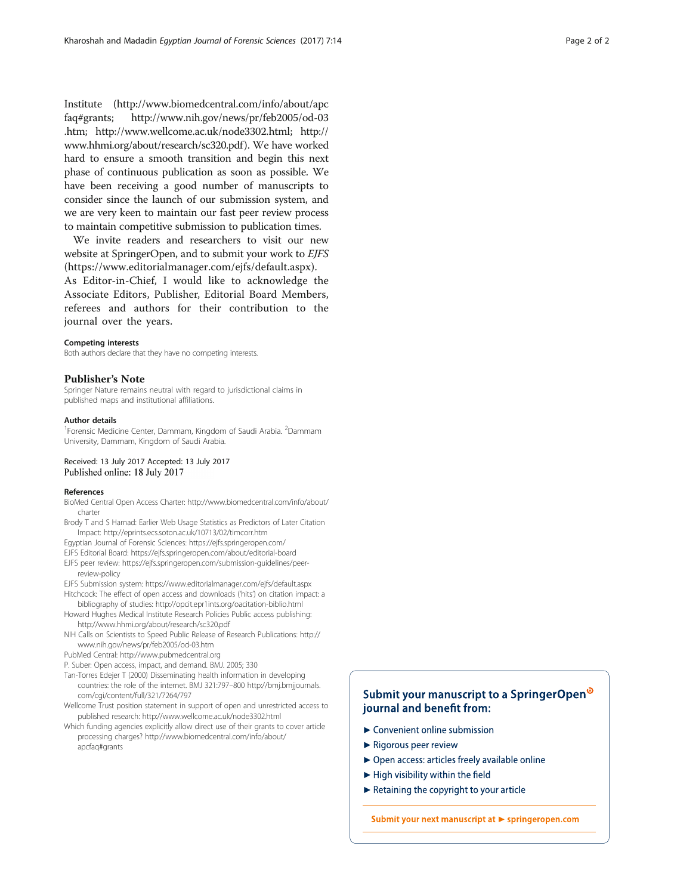Institute (http://www.biomedcentral.com/info/about/apcfaq#grants; http://www.nih.gov/news/pr/feb2005/od-03.htm; http://www.wellcome.ac.uk/node3302.html; http://www.hhmi.org/about/research/sc320.pdf). We have worked hard to ensure a smooth transition and begin this next phase of continuous publication as soon as possible. We have been receiving a good number of manuscripts to consider since the launch of our submission system, and we are very keen to maintain our fast peer review process to maintain competitive submission to publication times.

We invite readers and researchers to visit our new website at SpringerOpen, and to submit your work to *EJFS* (https://www.editorialmanager.com/ejfs/default.aspx).

As Editor-in-Chief, I would like to acknowledge the Associate Editors, Publisher, Editorial Board Members, referees and authors for their contribution to the journal over the years.

#### Competing interests
Both authors declare that they have no competing interests.

### Publisher's Note
Springer Nature remains neutral with regard to jurisdictional claims in published maps and institutional affiliations.

#### Author details
[1]Forensic Medicine Center, Dammam, Kingdom of Saudi Arabia. [2]Dammam University, Dammam, Kingdom of Saudi Arabia.

Received: 13 July 2017 Accepted: 13 July 2017
Published online: 18 July 2017

#### References
- BioMed Central Open Access Charter: http://www.biomedcentral.com/info/about/charter
- Brody T and S Harnad: Earlier Web Usage Statistics as Predictors of Later Citation Impact: http://eprints.ecs.soton.ac.uk/10713/02/timcorr.htm
- Egyptian Journal of Forensic Sciences: https://ejfs.springeropen.com/
- EJFS Editorial Board: https://ejfs.springeropen.com/about/editorial-board
- EJFS peer review: https://ejfs.springeropen.com/submission-guidelines/peer-review-policy
- EJFS Submission system: https://www.editorialmanager.com/ejfs/default.aspx
- Hitchcock: The effect of open access and downloads ('hits') on citation impact: a bibliography of studies: http://opcit.eprints.org/oacitation-biblio.html
- Howard Hughes Medical Institute Research Policies Public access publishing: http://www.hhmi.org/about/research/sc320.pdf
- NIH Calls on Scientists to Speed Public Release of Research Publications: http://www.nih.gov/news/pr/feb2005/od-03.htm
- PubMed Central: http://www.pubmedcentral.org
- P. Suber: Open access, impact, and demand. BMJ. 2005; 330
- Tan-Torres Edejer T (2000) Disseminating health information in developing countries: the role of the internet. BMJ 321:797–800 http://bmj.bmjjournals.com/cgi/content/full/321/7264/797
- Wellcome Trust position statement in support of open and unrestricted access to published research: http://www.wellcome.ac.uk/node3302.html
- Which funding agencies explicitly allow direct use of their grants to cover article processing charges? http://www.biomedcentral.com/info/about/apcfaq#grants

**Submit your manuscript to a SpringerOpen journal and benefit from:**

- ► Convenient online submission
- ► Rigorous peer review
- ► Open access: articles freely available online
- ► High visibility within the field
- ► Retaining the copyright to your article

**Submit your next manuscript at ► springeropen.com**